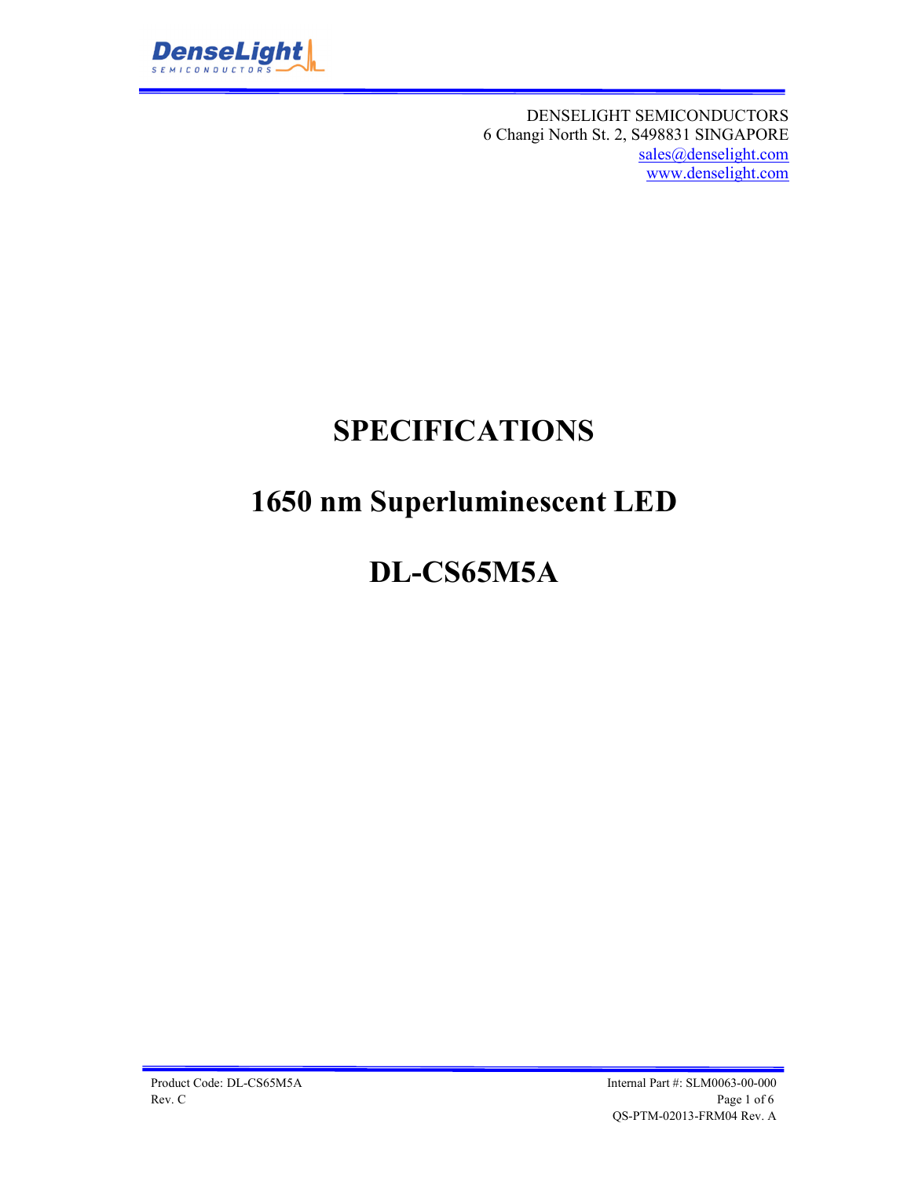DENSELIGHT SEMICONDUCTORS
6 Changi North St. 2, S498831 SINGAPORE
sales@denselight.com
www.denselight.com

# SPECIFICATIONS

# 1650 nm Superluminescent LED

# DL-CS65M5A

Product Code: DL-CS65M5A
Rev. C

Internal Part #: SLM0063-00-000
QS-PTM-02013-FRM04 Rev. A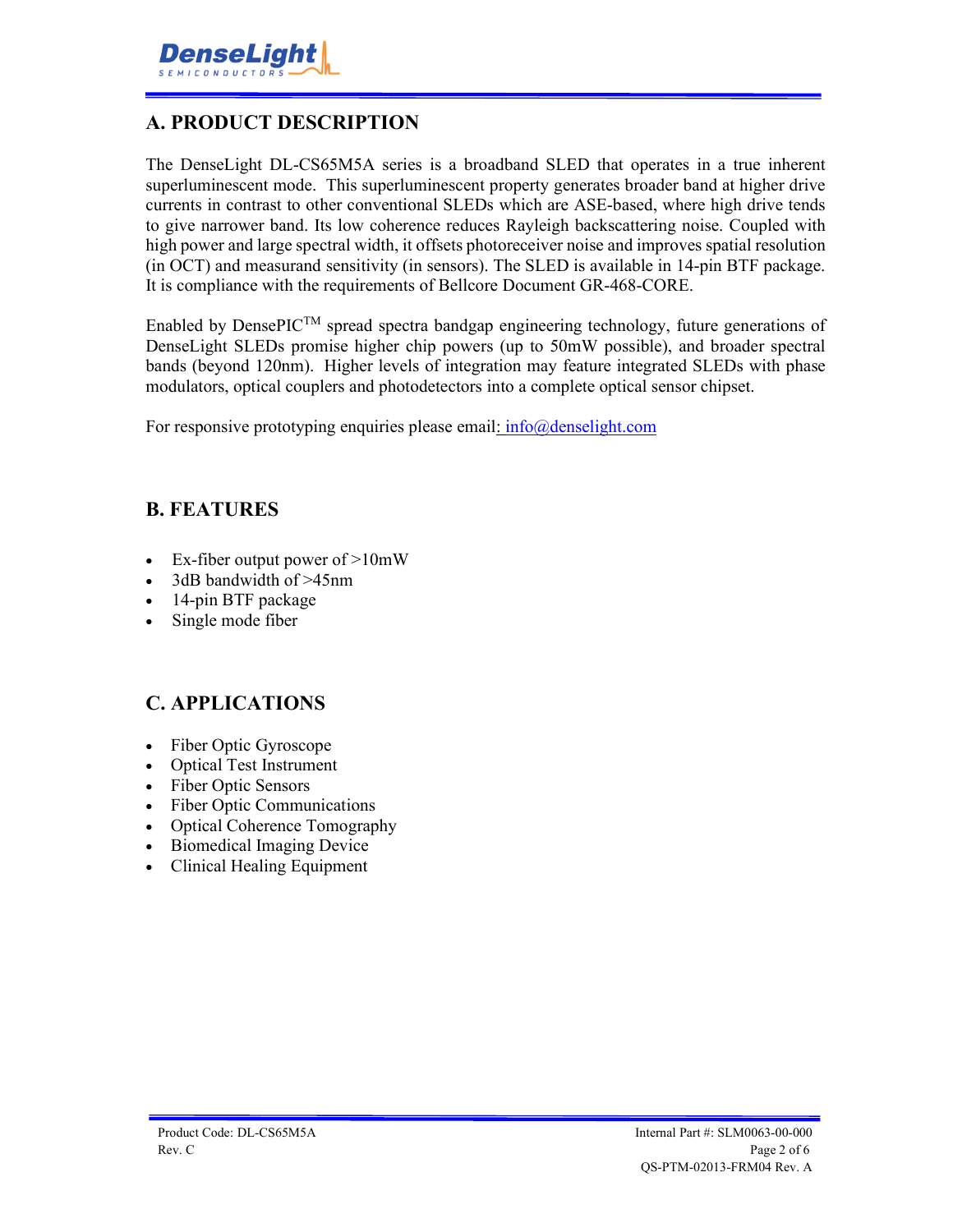## A. PRODUCT DESCRIPTION

The DenseLight DL-CS65M5A series is a broadband SLED that operates in a true inherent superluminescent mode. This superluminescent property generates broader band at higher drive currents in contrast to other conventional SLEDs which are ASE-based, where high drive tends to give narrower band. Its low coherence reduces Rayleigh backscattering noise. Coupled with high power and large spectral width, it offsets photoreceiver noise and improves spatial resolution (in OCT) and measurand sensitivity (in sensors). The SLED is available in 14-pin BTF package. It is compliance with the requirements of Bellcore Document GR-468-CORE.

Enabled by DensePIC™ spread spectra bandgap engineering technology, future generations of DenseLight SLEDs promise higher chip powers (up to 50mW possible), and broader spectral bands (beyond 120nm). Higher levels of integration may feature integrated SLEDs with phase modulators, optical couplers and photodetectors into a complete optical sensor chipset.

For responsive prototyping enquiries please email: info@denselight.com

## B. FEATURES

- Ex-fiber output power of >10mW
- 3dB bandwidth of >45nm
- 14-pin BTF package
- Single mode fiber

## C. APPLICATIONS

- Fiber Optic Gyroscope
- Optical Test Instrument
- Fiber Optic Sensors
- Fiber Optic Communications
- Optical Coherence Tomography
- Biomedical Imaging Device
- Clinical Healing Equipment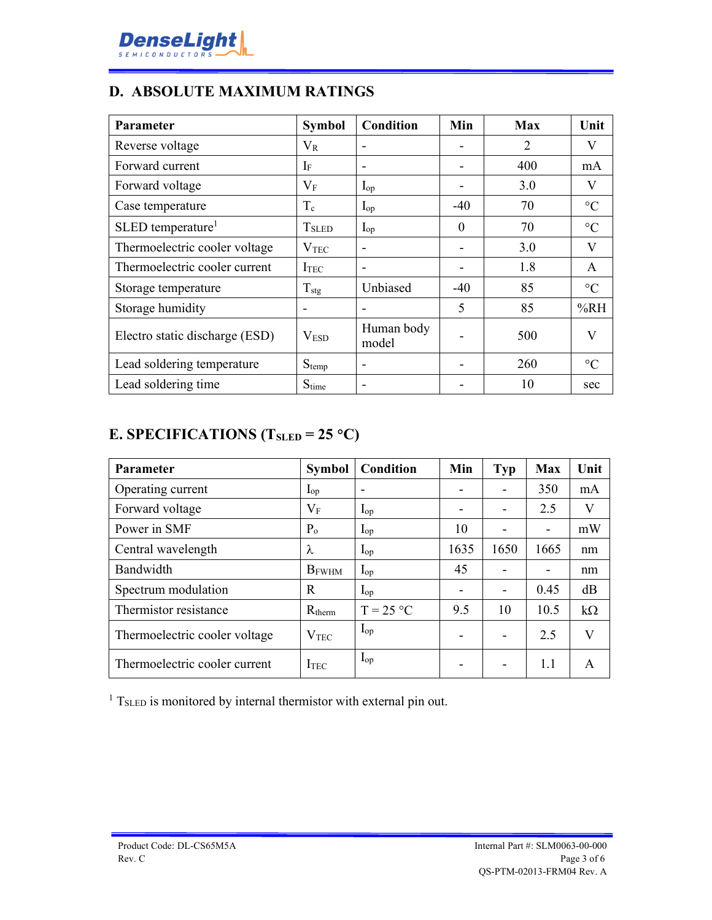## D. ABSOLUTE MAXIMUM RATINGS

| Parameter | Symbol | Condition | Min | Max | Unit |
|---|---|---|---|---|---|
| Reverse voltage | $V_R$ | - | - | 2 | V |
| Forward current | $I_F$ | - | - | 400 | mA |
| Forward voltage | $V_F$ | $I_{op}$ | - | 3.0 | V |
| Case temperature | $T_c$ | $I_{op}$ | -40 | 70 | °C |
| SLED temperature[1] | $T_{SLED}$ | $I_{op}$ | 0 | 70 | °C |
| Thermoelectric cooler voltage | $V_{TEC}$ | - | - | 3.0 | V |
| Thermoelectric cooler current | $I_{TEC}$ | - | - | 1.8 | A |
| Storage temperature | $T_{stg}$ | Unbiased | -40 | 85 | °C |
| Storage humidity | - | - | 5 | 85 | %RH |
| Electro static discharge (ESD) | $V_{ESD}$ | Human body model | - | 500 | V |
| Lead soldering temperature | $S_{temp}$ | - | - | 260 | °C |
| Lead soldering time | $S_{time}$ | - | - | 10 | sec |

## E. SPECIFICATIONS ($T_{SLED}$ = 25 °C)

| Parameter | Symbol | Condition | Min | Typ | Max | Unit |
|---|---|---|---|---|---|---|
| Operating current | $I_{op}$ | - | - | - | 350 | mA |
| Forward voltage | $V_F$ | $I_{op}$ | - | - | 2.5 | V |
| Power in SMF | $P_o$ | $I_{op}$ | 10 | - | - | mW |
| Central wavelength | $\lambda$ | $I_{op}$ | 1635 | 1650 | 1665 | nm |
| Bandwidth | $B_{FWHM}$ | $I_{op}$ | 45 | - | - | nm |
| Spectrum modulation | R | $I_{op}$ | - | - | 0.45 | dB |
| Thermistor resistance | $R_{therm}$ | T = 25 °C | 9.5 | 10 | 10.5 | kΩ |
| Thermoelectric cooler voltage | $V_{TEC}$ | $I_{op}$ | - | - | 2.5 | V |
| Thermoelectric cooler current | $I_{TEC}$ | $I_{op}$ | - | - | 1.1 | A |

[1] $T_{SLED}$ is monitored by internal thermistor with external pin out.

Product Code: DL-CS65M5A
Rev. C

Internal Part #: SLM0063-00-000
QS-PTM-02013-FRM04 Rev. A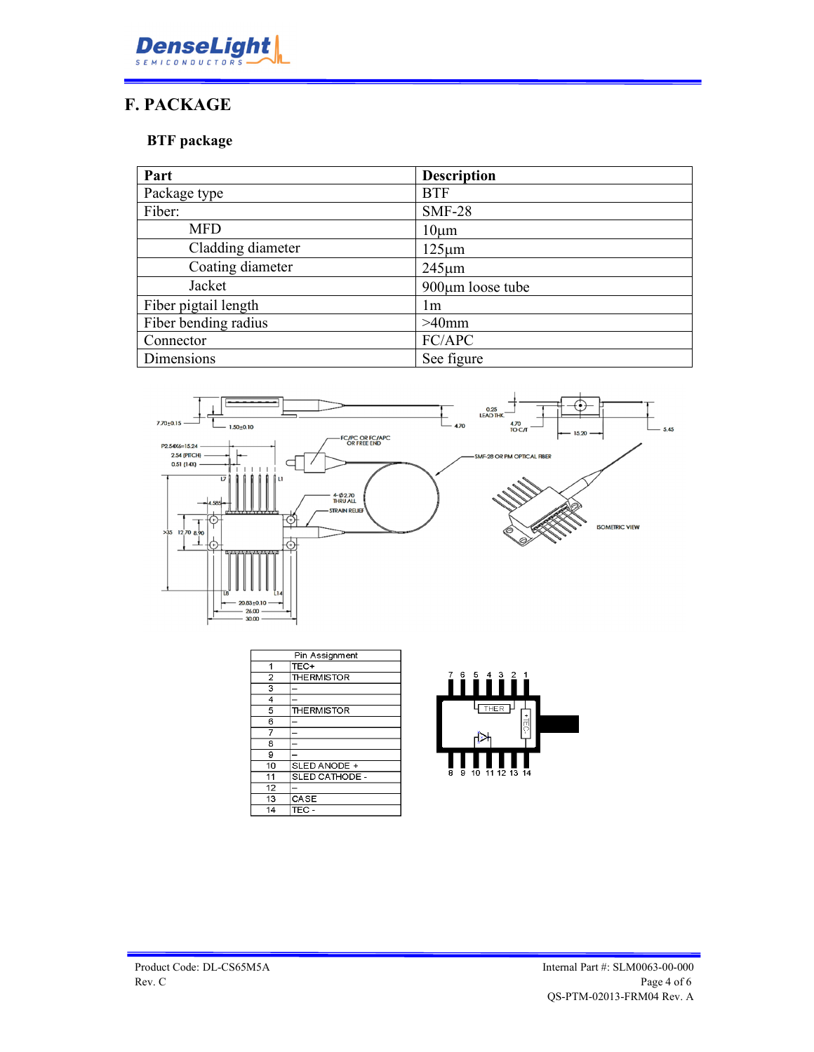# F. PACKAGE

**BTF package**

| Part | Description |
|---|---|
| Package type | BTF |
| Fiber: | SMF-28 |
| MFD | 10µm |
| Cladding diameter | 125µm |
| Coating diameter | 245µm |
| Jacket | 900µm loose tube |
| Fiber pigtail length | 1m |
| Fiber bending radius | >40mm |
| Connector | FC/APC |
| Dimensions | See figure |

| Pin Assignment | |
|---|---|
| 1 | TEC+ |
| 2 | THERMISTOR |
| 3 | – |
| 4 | – |
| 5 | THERMISTOR |
| 6 | – |
| 7 | – |
| 8 | – |
| 9 | – |
| 10 | SLED ANODE + |
| 11 | SLED CATHODE - |
| 12 | – |
| 13 | CASE |
| 14 | TEC - |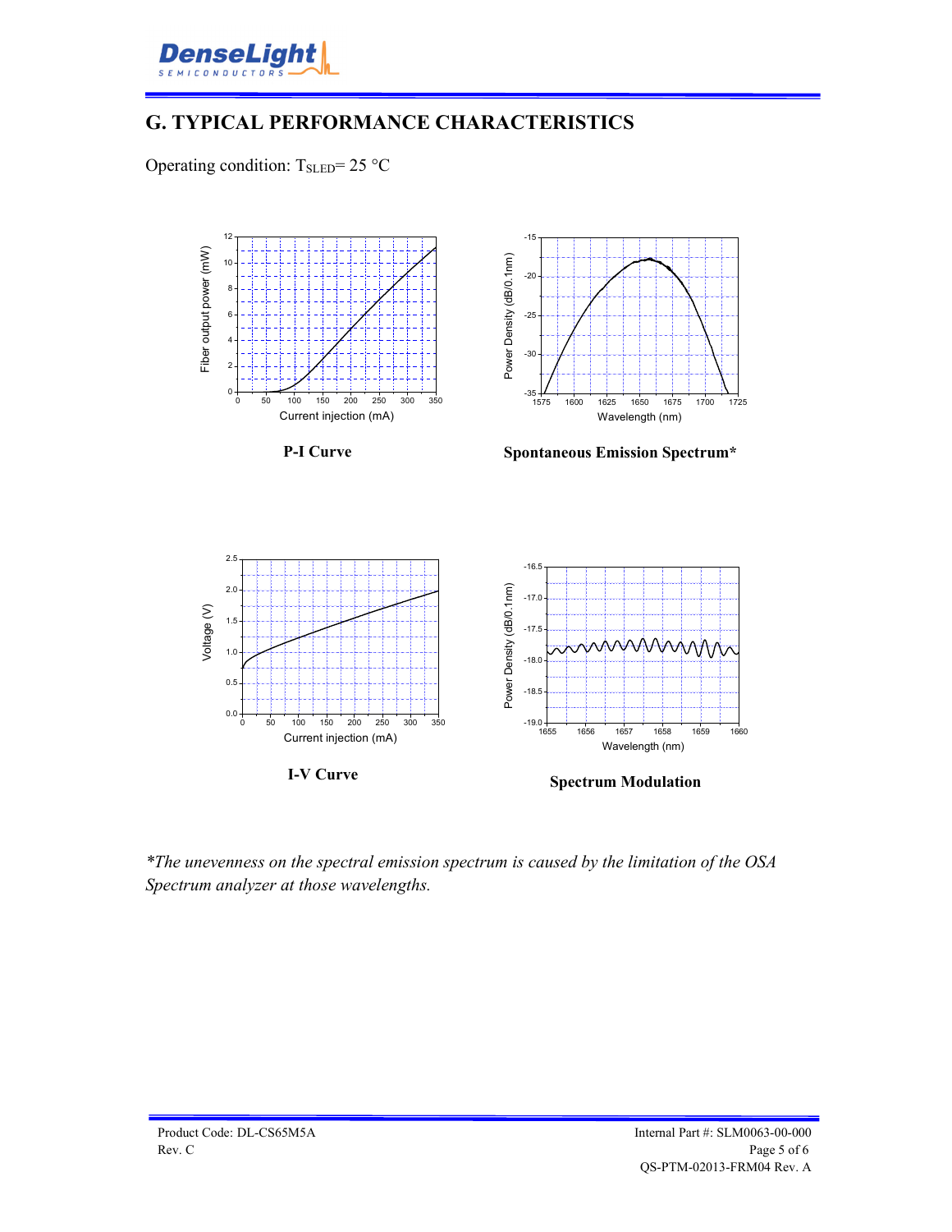## G. TYPICAL PERFORMANCE CHARACTERISTICS

Operating condition: $T_{SLED}$= 25 °C

**P-I Curve**

**Spontaneous Emission Spectrum***

**I-V Curve**

**Spectrum Modulation**

*\*The unevenness on the spectral emission spectrum is caused by the limitation of the OSA Spectrum analyzer at those wavelengths.*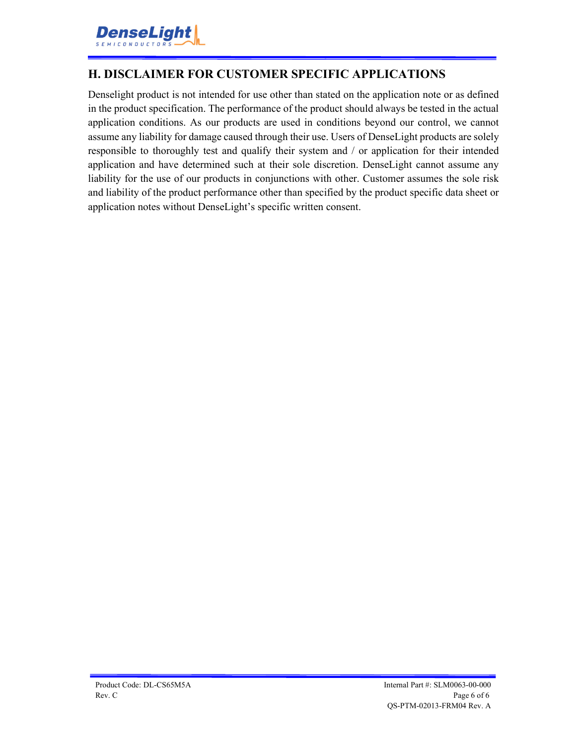## H. DISCLAIMER FOR CUSTOMER SPECIFIC APPLICATIONS

Denselight product is not intended for use other than stated on the application note or as defined in the product specification. The performance of the product should always be tested in the actual application conditions. As our products are used in conditions beyond our control, we cannot assume any liability for damage caused through their use. Users of DenseLight products are solely responsible to thoroughly test and qualify their system and / or application for their intended application and have determined such at their sole discretion. DenseLight cannot assume any liability for the use of our products in conjunctions with other. Customer assumes the sole risk and liability of the product performance other than specified by the product specific data sheet or application notes without DenseLight's specific written consent.